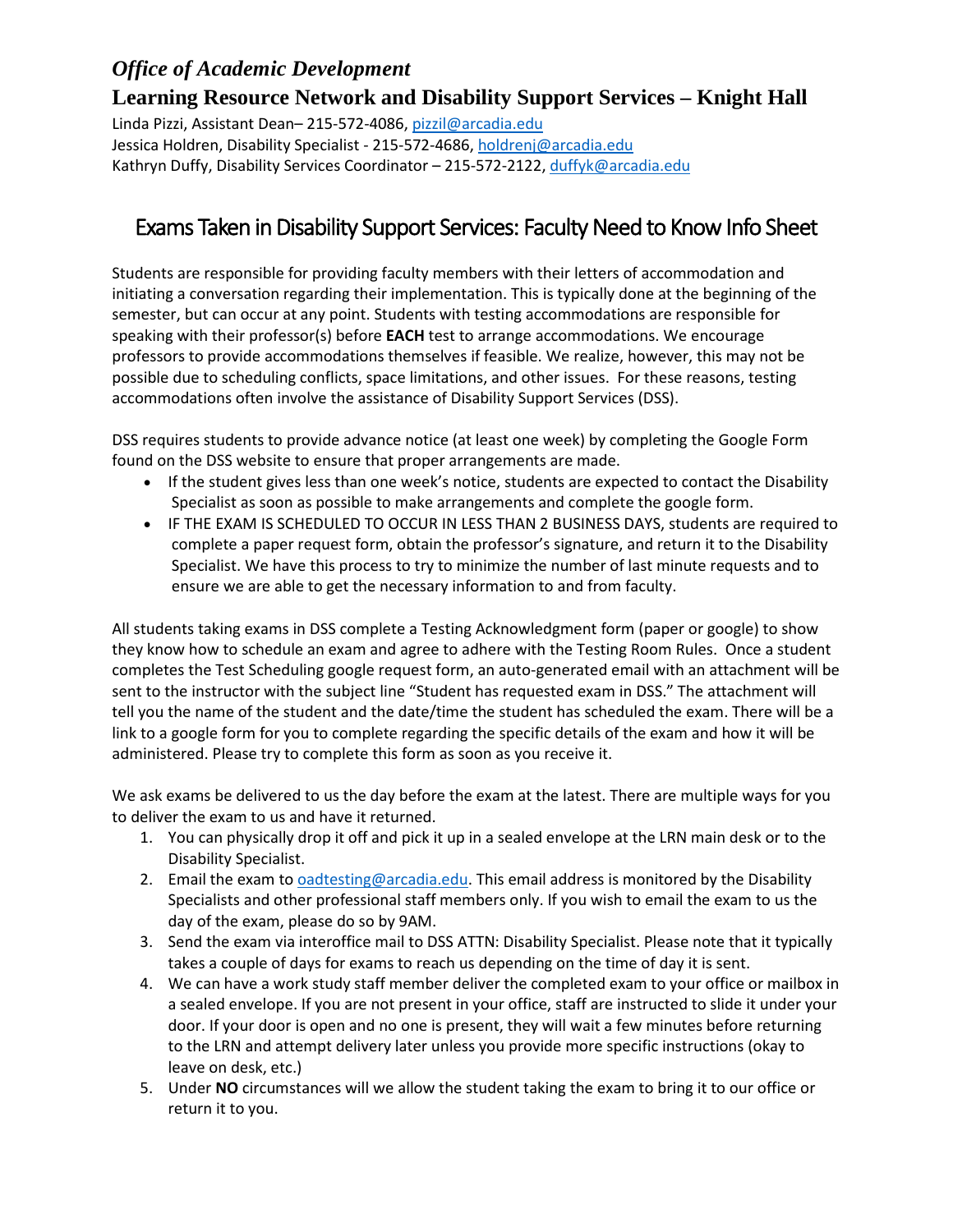# *Office of Academic Development*

## Learning Resource Network and Disability Support Services – Knight Hall

Linda Pizzi, Assistant Dean– 215-572-4086, pizzil@arcadia.edu
Jessica Holdren, Disability Specialist - 215-572-4686, holdrenj@arcadia.edu
Kathryn Duffy, Disability Services Coordinator – 215-572-2122, duffyk@arcadia.edu

## Exams Taken in Disability Support Services: Faculty Need to Know Info Sheet

Students are responsible for providing faculty members with their letters of accommodation and initiating a conversation regarding their implementation. This is typically done at the beginning of the semester, but can occur at any point. Students with testing accommodations are responsible for speaking with their professor(s) before **EACH** test to arrange accommodations. We encourage professors to provide accommodations themselves if feasible. We realize, however, this may not be possible due to scheduling conflicts, space limitations, and other issues. For these reasons, testing accommodations often involve the assistance of Disability Support Services (DSS).

DSS requires students to provide advance notice (at least one week) by completing the Google Form found on the DSS website to ensure that proper arrangements are made.

- If the student gives less than one week's notice, students are expected to contact the Disability Specialist as soon as possible to make arrangements and complete the google form.
- IF THE EXAM IS SCHEDULED TO OCCUR IN LESS THAN 2 BUSINESS DAYS, students are required to complete a paper request form, obtain the professor's signature, and return it to the Disability Specialist. We have this process to try to minimize the number of last minute requests and to ensure we are able to get the necessary information to and from faculty.

All students taking exams in DSS complete a Testing Acknowledgment form (paper or google) to show they know how to schedule an exam and agree to adhere with the Testing Room Rules. Once a student completes the Test Scheduling google request form, an auto-generated email with an attachment will be sent to the instructor with the subject line "Student has requested exam in DSS." The attachment will tell you the name of the student and the date/time the student has scheduled the exam. There will be a link to a google form for you to complete regarding the specific details of the exam and how it will be administered. Please try to complete this form as soon as you receive it.

We ask exams be delivered to us the day before the exam at the latest. There are multiple ways for you to deliver the exam to us and have it returned.

1. You can physically drop it off and pick it up in a sealed envelope at the LRN main desk or to the Disability Specialist.
2. Email the exam to oadtesting@arcadia.edu. This email address is monitored by the Disability Specialists and other professional staff members only. If you wish to email the exam to us the day of the exam, please do so by 9AM.
3. Send the exam via interoffice mail to DSS ATTN: Disability Specialist. Please note that it typically takes a couple of days for exams to reach us depending on the time of day it is sent.
4. We can have a work study staff member deliver the completed exam to your office or mailbox in a sealed envelope. If you are not present in your office, staff are instructed to slide it under your door. If your door is open and no one is present, they will wait a few minutes before returning to the LRN and attempt delivery later unless you provide more specific instructions (okay to leave on desk, etc.)
5. Under **NO** circumstances will we allow the student taking the exam to bring it to our office or return it to you.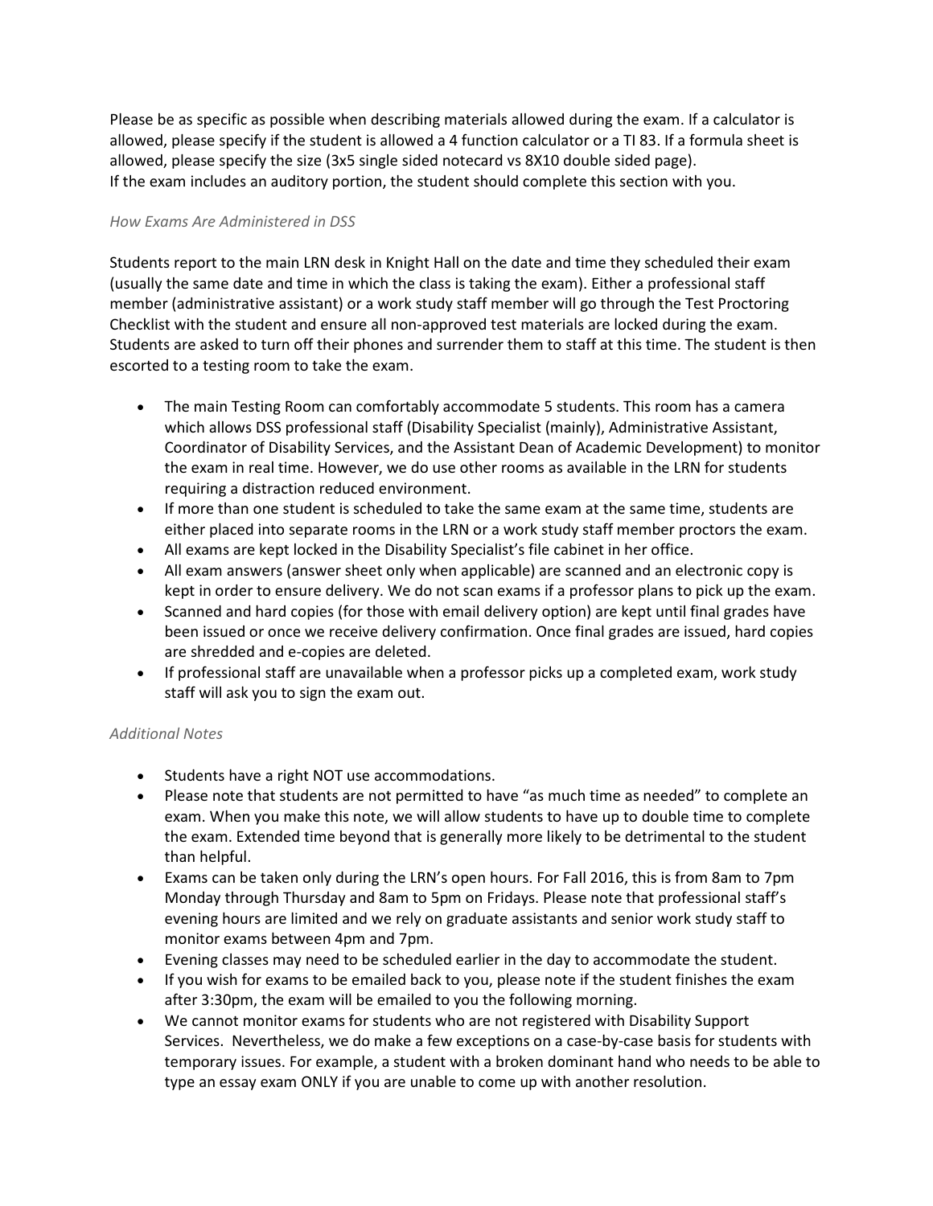Please be as specific as possible when describing materials allowed during the exam. If a calculator is allowed, please specify if the student is allowed a 4 function calculator or a TI 83. If a formula sheet is allowed, please specify the size (3x5 single sided notecard vs 8X10 double sided page).
If the exam includes an auditory portion, the student should complete this section with you.

*How Exams Are Administered in DSS*

Students report to the main LRN desk in Knight Hall on the date and time they scheduled their exam (usually the same date and time in which the class is taking the exam). Either a professional staff member (administrative assistant) or a work study staff member will go through the Test Proctoring Checklist with the student and ensure all non-approved test materials are locked during the exam. Students are asked to turn off their phones and surrender them to staff at this time. The student is then escorted to a testing room to take the exam.

- The main Testing Room can comfortably accommodate 5 students. This room has a camera which allows DSS professional staff (Disability Specialist (mainly), Administrative Assistant, Coordinator of Disability Services, and the Assistant Dean of Academic Development) to monitor the exam in real time. However, we do use other rooms as available in the LRN for students requiring a distraction reduced environment.
- If more than one student is scheduled to take the same exam at the same time, students are either placed into separate rooms in the LRN or a work study staff member proctors the exam.
- All exams are kept locked in the Disability Specialist's file cabinet in her office.
- All exam answers (answer sheet only when applicable) are scanned and an electronic copy is kept in order to ensure delivery. We do not scan exams if a professor plans to pick up the exam.
- Scanned and hard copies (for those with email delivery option) are kept until final grades have been issued or once we receive delivery confirmation. Once final grades are issued, hard copies are shredded and e-copies are deleted.
- If professional staff are unavailable when a professor picks up a completed exam, work study staff will ask you to sign the exam out.

*Additional Notes*

- Students have a right NOT use accommodations.
- Please note that students are not permitted to have "as much time as needed" to complete an exam. When you make this note, we will allow students to have up to double time to complete the exam. Extended time beyond that is generally more likely to be detrimental to the student than helpful.
- Exams can be taken only during the LRN's open hours. For Fall 2016, this is from 8am to 7pm Monday through Thursday and 8am to 5pm on Fridays. Please note that professional staff's evening hours are limited and we rely on graduate assistants and senior work study staff to monitor exams between 4pm and 7pm.
- Evening classes may need to be scheduled earlier in the day to accommodate the student.
- If you wish for exams to be emailed back to you, please note if the student finishes the exam after 3:30pm, the exam will be emailed to you the following morning.
- We cannot monitor exams for students who are not registered with Disability Support Services. Nevertheless, we do make a few exceptions on a case-by-case basis for students with temporary issues. For example, a student with a broken dominant hand who needs to be able to type an essay exam ONLY if you are unable to come up with another resolution.